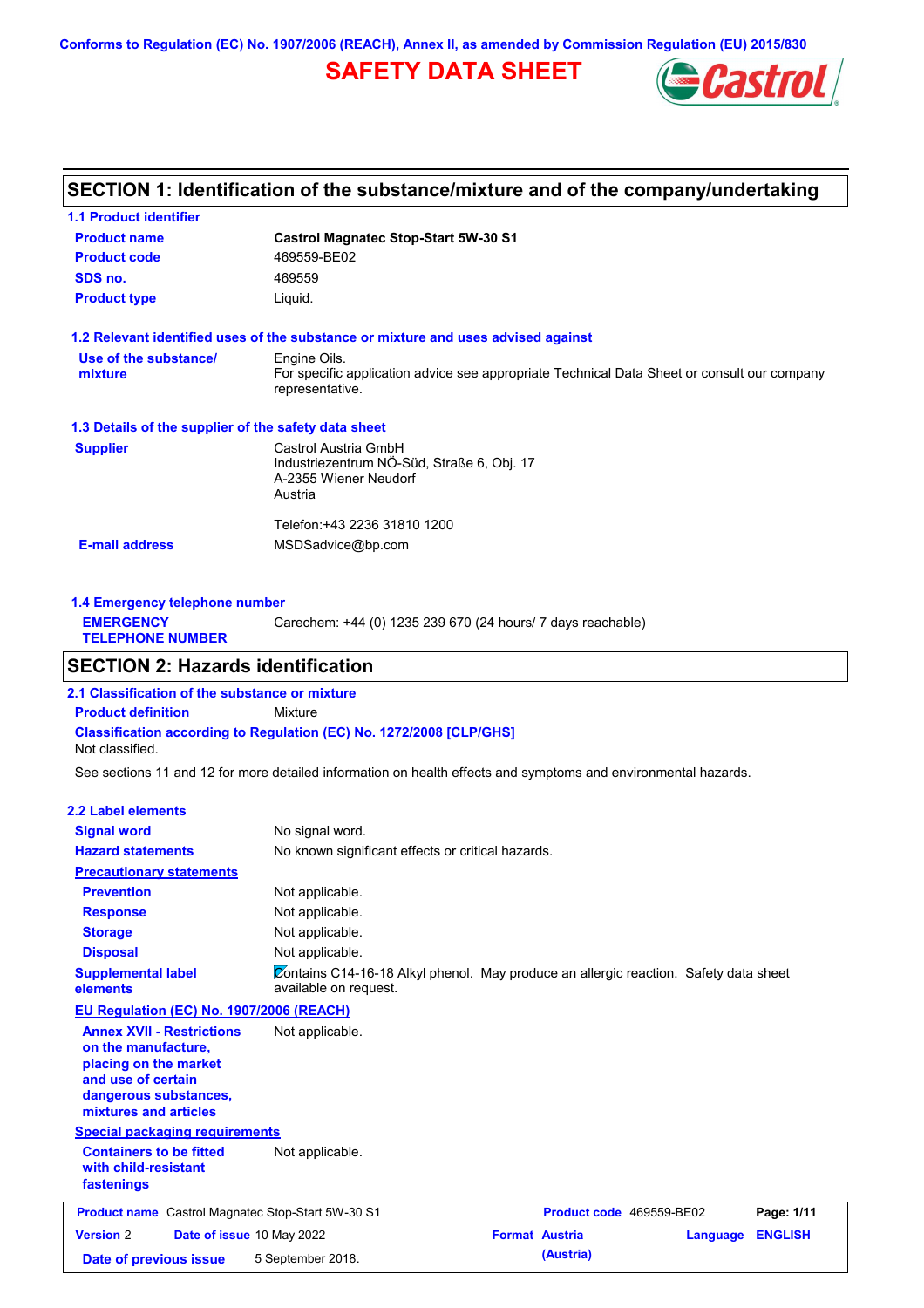Conforms to Regulation (EC) No. 1907/2006 (REACH), Annex II, as amended by Commission Regulation (EU) 2015/830

# SAFETY DATA SHEET

## SECTION 1: Identification of the substance/mixture and of the company/undertaking

### 1.1 Product identifier

| | |
|---|---|
| **Product name** | **Castrol Magnatec Stop-Start 5W-30 S1** |
| **Product code** | 469559-BE02 |
| **SDS no.** | 469559 |
| **Product type** | Liquid. |

### 1.2 Relevant identified uses of the substance or mixture and uses advised against

| | |
|---|---|
| **Use of the substance/ mixture** | Engine Oils. For specific application advice see appropriate Technical Data Sheet or consult our company representative. |

### 1.3 Details of the supplier of the safety data sheet

| | |
|---|---|
| **Supplier** | Castrol Austria GmbH<br>Industriezentrum NÖ-Süd, Straße 6, Obj. 17<br>A-2355 Wiener Neudorf<br>Austria<br><br>Telefon:+43 2236 31810 1200 |
| **E-mail address** | MSDSadvice@bp.com |

### 1.4 Emergency telephone number

| | |
|---|---|
| **EMERGENCY TELEPHONE NUMBER** | Carechem: +44 (0) 1235 239 670 (24 hours/ 7 days reachable) |

## SECTION 2: Hazards identification

### 2.1 Classification of the substance or mixture

**Product definition** Mixture

**Classification according to Regulation (EC) No. 1272/2008 [CLP/GHS]**

Not classified.

See sections 11 and 12 for more detailed information on health effects and symptoms and environmental hazards.

### 2.2 Label elements

| | |
|---|---|
| **Signal word** | No signal word. |
| **Hazard statements** | No known significant effects or critical hazards. |

**Precautionary statements**

| | |
|---|---|
| **Prevention** | Not applicable. |
| **Response** | Not applicable. |
| **Storage** | Not applicable. |
| **Disposal** | Not applicable. |
| **Supplemental label elements** | Contains C14-16-18 Alkyl phenol. May produce an allergic reaction. Safety data sheet available on request. |

**EU Regulation (EC) No. 1907/2006 (REACH)**

| | |
|---|---|
| **Annex XVII - Restrictions on the manufacture, placing on the market and use of certain dangerous substances, mixtures and articles** | Not applicable. |

**Special packaging requirements**

| | |
|---|---|
| **Containers to be fitted with child-resistant fastenings** | Not applicable. |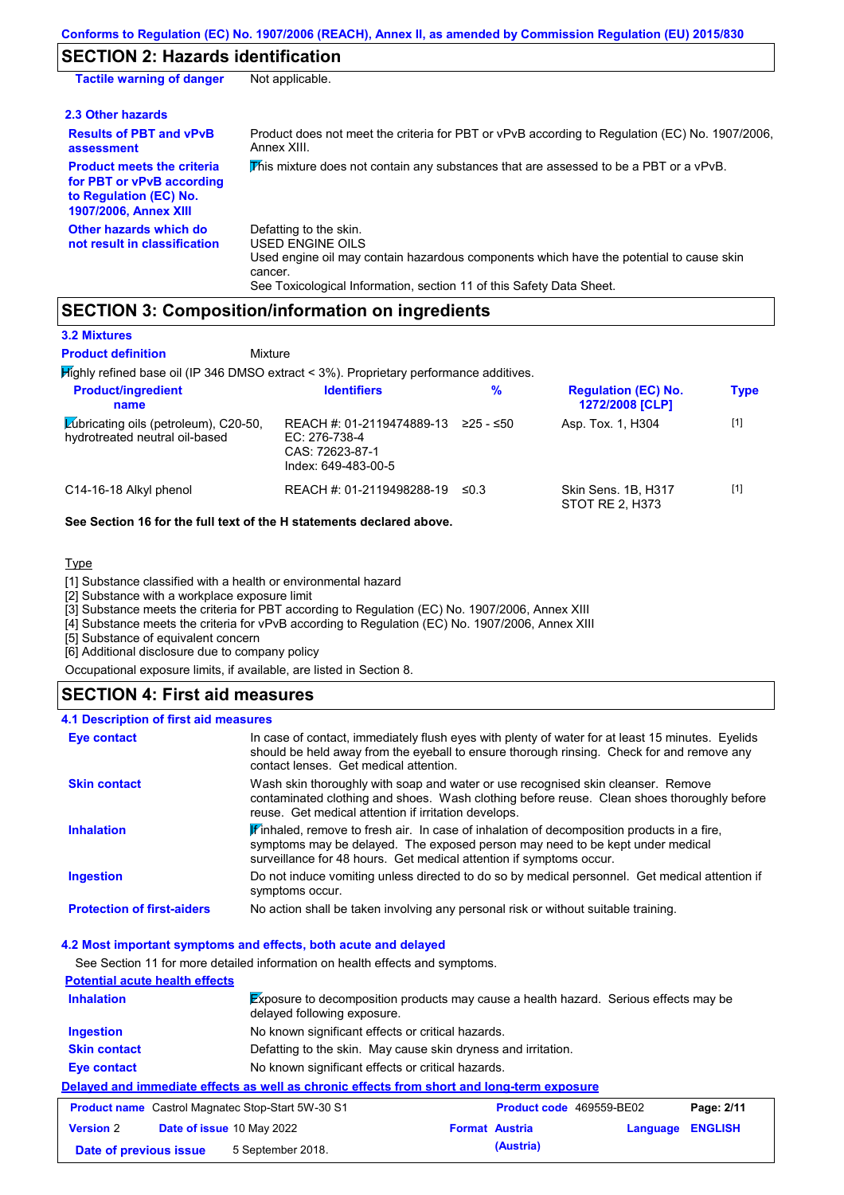## SECTION 2: Hazards identification

| | |
|---|---|
| **Tactile warning of danger** | Not applicable. |

### 2.3 Other hazards

| | |
|---|---|
| **Results of PBT and vPvB assessment** | Product does not meet the criteria for PBT or vPvB according to Regulation (EC) No. 1907/2006, Annex XIII. |
| **Product meets the criteria for PBT or vPvB according to Regulation (EC) No. 1907/2006, Annex XIII** | This mixture does not contain any substances that are assessed to be a PBT or a vPvB. |
| **Other hazards which do not result in classification** | Defatting to the skin.<br>USED ENGINE OILS<br>Used engine oil may contain hazardous components which have the potential to cause skin cancer.<br>See Toxicological Information, section 11 of this Safety Data Sheet. |

## SECTION 3: Composition/information on ingredients

### 3.2 Mixtures

**Product definition** Mixture

Highly refined base oil (IP 346 DMSO extract < 3%). Proprietary performance additives.

| Product/ingredient name | Identifiers | % | Regulation (EC) No. 1272/2008 [CLP] | Type |
|---|---|---|---|---|
| Lubricating oils (petroleum), C20-50, hydrotreated neutral oil-based | REACH #: 01-2119474889-13<br>EC: 276-738-4<br>CAS: 72623-87-1<br>Index: 649-483-00-5 | ≥25 - ≤50 | Asp. Tox. 1, H304 | [1] |
| C14-16-18 Alkyl phenol | REACH #: 01-2119498288-19 | ≤0.3 | Skin Sens. 1B, H317<br>STOT RE 2, H373 | [1] |

**See Section 16 for the full text of the H statements declared above.**

Type

[1] Substance classified with a health or environmental hazard
[2] Substance with a workplace exposure limit
[3] Substance meets the criteria for PBT according to Regulation (EC) No. 1907/2006, Annex XIII
[4] Substance meets the criteria for vPvB according to Regulation (EC) No. 1907/2006, Annex XIII
[5] Substance of equivalent concern
[6] Additional disclosure due to company policy

Occupational exposure limits, if available, are listed in Section 8.

## SECTION 4: First aid measures

### 4.1 Description of first aid measures

| | |
|---|---|
| **Eye contact** | In case of contact, immediately flush eyes with plenty of water for at least 15 minutes. Eyelids should be held away from the eyeball to ensure thorough rinsing. Check for and remove any contact lenses. Get medical attention. |
| **Skin contact** | Wash skin thoroughly with soap and water or use recognised skin cleanser. Remove contaminated clothing and shoes. Wash clothing before reuse. Clean shoes thoroughly before reuse. Get medical attention if irritation develops. |
| **Inhalation** | If inhaled, remove to fresh air. In case of inhalation of decomposition products in a fire, symptoms may be delayed. The exposed person may need to be kept under medical surveillance for 48 hours. Get medical attention if symptoms occur. |
| **Ingestion** | Do not induce vomiting unless directed to do so by medical personnel. Get medical attention if symptoms occur. |
| **Protection of first-aiders** | No action shall be taken involving any personal risk or without suitable training. |

### 4.2 Most important symptoms and effects, both acute and delayed

See Section 11 for more detailed information on health effects and symptoms.

**Potential acute health effects**

| | |
|---|---|
| **Inhalation** | Exposure to decomposition products may cause a health hazard. Serious effects may be delayed following exposure. |
| **Ingestion** | No known significant effects or critical hazards. |
| **Skin contact** | Defatting to the skin. May cause skin dryness and irritation. |
| **Eye contact** | No known significant effects or critical hazards. |

**Delayed and immediate effects as well as chronic effects from short and long-term exposure**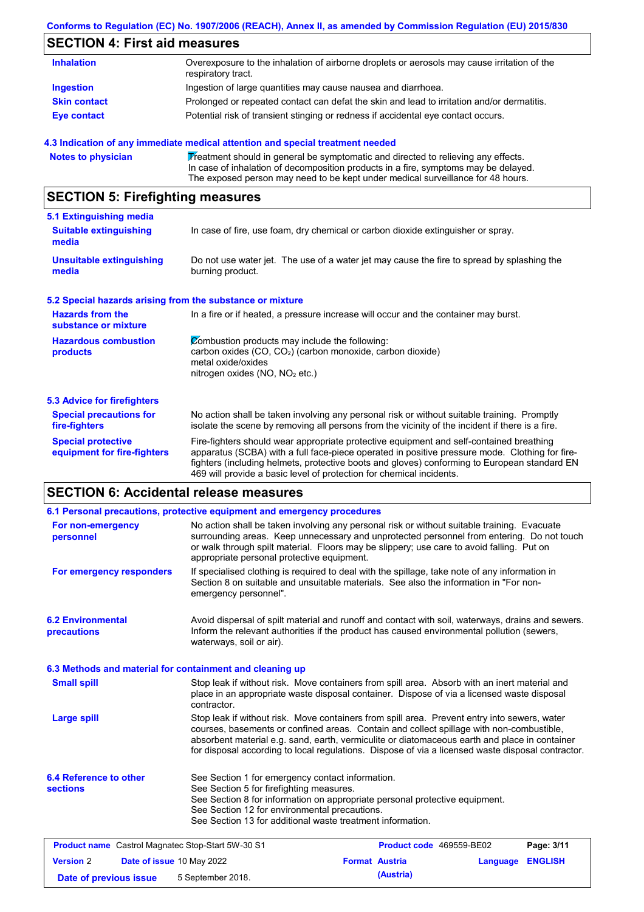## SECTION 4: First aid measures

| | |
|---|---|
| **Inhalation** | Overexposure to the inhalation of airborne droplets or aerosols may cause irritation of the respiratory tract. |
| **Ingestion** | Ingestion of large quantities may cause nausea and diarrhoea. |
| **Skin contact** | Prolonged or repeated contact can defat the skin and lead to irritation and/or dermatitis. |
| **Eye contact** | Potential risk of transient stinging or redness if accidental eye contact occurs. |

### 4.3 Indication of any immediate medical attention and special treatment needed

| | |
|---|---|
| **Notes to physician** | Treatment should in general be symptomatic and directed to relieving any effects. In case of inhalation of decomposition products in a fire, symptoms may be delayed. The exposed person may need to be kept under medical surveillance for 48 hours. |

## SECTION 5: Firefighting measures

### 5.1 Extinguishing media

| | |
|---|---|
| **Suitable extinguishing media** | In case of fire, use foam, dry chemical or carbon dioxide extinguisher or spray. |
| **Unsuitable extinguishing media** | Do not use water jet. The use of a water jet may cause the fire to spread by splashing the burning product. |

### 5.2 Special hazards arising from the substance or mixture

| | |
|---|---|
| **Hazards from the substance or mixture** | In a fire or if heated, a pressure increase will occur and the container may burst. |
| **Hazardous combustion products** | Combustion products may include the following:<br>carbon oxides (CO, $CO_2$) (carbon monoxide, carbon dioxide)<br>metal oxide/oxides<br>nitrogen oxides (NO, $NO_2$ etc.) |

### 5.3 Advice for firefighters

| | |
|---|---|
| **Special precautions for fire-fighters** | No action shall be taken involving any personal risk or without suitable training. Promptly isolate the scene by removing all persons from the vicinity of the incident if there is a fire. |
| **Special protective equipment for fire-fighters** | Fire-fighters should wear appropriate protective equipment and self-contained breathing apparatus (SCBA) with a full face-piece operated in positive pressure mode. Clothing for fire-fighters (including helmets, protective boots and gloves) conforming to European standard EN 469 will provide a basic level of protection for chemical incidents. |

## SECTION 6: Accidental release measures

### 6.1 Personal precautions, protective equipment and emergency procedures

| | |
|---|---|
| **For non-emergency personnel** | No action shall be taken involving any personal risk or without suitable training. Evacuate surrounding areas. Keep unnecessary and unprotected personnel from entering. Do not touch or walk through spilt material. Floors may be slippery; use care to avoid falling. Put on appropriate personal protective equipment. |
| **For emergency responders** | If specialised clothing is required to deal with the spillage, take note of any information in Section 8 on suitable and unsuitable materials. See also the information in "For non-emergency personnel". |

| | |
|---|---|
| **6.2 Environmental precautions** | Avoid dispersal of spilt material and runoff and contact with soil, waterways, drains and sewers. Inform the relevant authorities if the product has caused environmental pollution (sewers, waterways, soil or air). |

### 6.3 Methods and material for containment and cleaning up

| | |
|---|---|
| **Small spill** | Stop leak if without risk. Move containers from spill area. Absorb with an inert material and place in an appropriate waste disposal container. Dispose of via a licensed waste disposal contractor. |
| **Large spill** | Stop leak if without risk. Move containers from spill area. Prevent entry into sewers, water courses, basements or confined areas. Contain and collect spillage with non-combustible, absorbent material e.g. sand, earth, vermiculite or diatomaceous earth and place in container for disposal according to local regulations. Dispose of via a licensed waste disposal contractor. |

| | |
|---|---|
| **6.4 Reference to other sections** | See Section 1 for emergency contact information.<br>See Section 5 for firefighting measures.<br>See Section 8 for information on appropriate personal protective equipment.<br>See Section 12 for environmental precautions.<br>See Section 13 for additional waste treatment information. |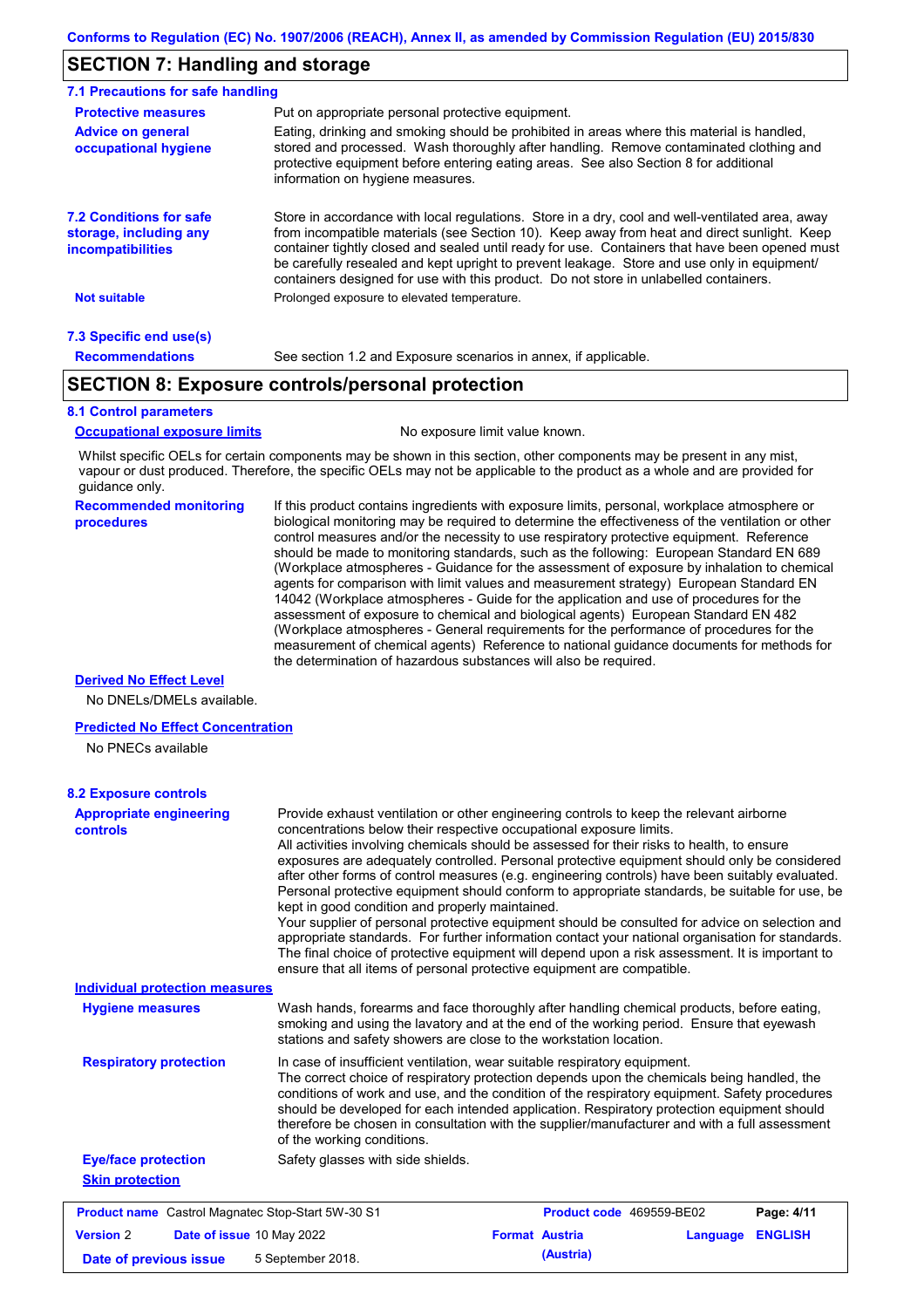## SECTION 7: Handling and storage

### 7.1 Precautions for safe handling

**Protective measures** Put on appropriate personal protective equipment.

**Advice on general occupational hygiene** Eating, drinking and smoking should be prohibited in areas where this material is handled, stored and processed. Wash thoroughly after handling. Remove contaminated clothing and protective equipment before entering eating areas. See also Section 8 for additional information on hygiene measures.

**7.2 Conditions for safe storage, including any incompatibilities** Store in accordance with local regulations. Store in a dry, cool and well-ventilated area, away from incompatible materials (see Section 10). Keep away from heat and direct sunlight. Keep container tightly closed and sealed until ready for use. Containers that have been opened must be carefully resealed and kept upright to prevent leakage. Store and use only in equipment/containers designed for use with this product. Do not store in unlabelled containers.

**Not suitable** Prolonged exposure to elevated temperature.

### 7.3 Specific end use(s)

**Recommendations** See section 1.2 and Exposure scenarios in annex, if applicable.

## SECTION 8: Exposure controls/personal protection

### 8.1 Control parameters

**Occupational exposure limits** No exposure limit value known.

Whilst specific OELs for certain components may be shown in this section, other components may be present in any mist, vapour or dust produced. Therefore, the specific OELs may not be applicable to the product as a whole and are provided for guidance only.

**Recommended monitoring procedures** If this product contains ingredients with exposure limits, personal, workplace atmosphere or biological monitoring may be required to determine the effectiveness of the ventilation or other control measures and/or the necessity to use respiratory protective equipment. Reference should be made to monitoring standards, such as the following: European Standard EN 689 (Workplace atmospheres - Guidance for the assessment of exposure by inhalation to chemical agents for comparison with limit values and measurement strategy) European Standard EN 14042 (Workplace atmospheres - Guide for the application and use of procedures for the assessment of exposure to chemical and biological agents) European Standard EN 482 (Workplace atmospheres - General requirements for the performance of procedures for the measurement of chemical agents) Reference to national guidance documents for methods for the determination of hazardous substances will also be required.

**Derived No Effect Level**

No DNELs/DMELs available.

**Predicted No Effect Concentration**

No PNECs available

### 8.2 Exposure controls

**Appropriate engineering controls** Provide exhaust ventilation or other engineering controls to keep the relevant airborne concentrations below their respective occupational exposure limits.
All activities involving chemicals should be assessed for their risks to health, to ensure exposures are adequately controlled. Personal protective equipment should only be considered after other forms of control measures (e.g. engineering controls) have been suitably evaluated. Personal protective equipment should conform to appropriate standards, be suitable for use, be kept in good condition and properly maintained.
Your supplier of personal protective equipment should be consulted for advice on selection and appropriate standards. For further information contact your national organisation for standards. The final choice of protective equipment will depend upon a risk assessment. It is important to ensure that all items of personal protective equipment are compatible.

**Individual protection measures**

**Hygiene measures** Wash hands, forearms and face thoroughly after handling chemical products, before eating, smoking and using the lavatory and at the end of the working period. Ensure that eyewash stations and safety showers are close to the workstation location.

**Respiratory protection** In case of insufficient ventilation, wear suitable respiratory equipment.
The correct choice of respiratory protection depends upon the chemicals being handled, the conditions of work and use, and the condition of the respiratory equipment. Safety procedures should be developed for each intended application. Respiratory protection equipment should therefore be chosen in consultation with the supplier/manufacturer and with a full assessment of the working conditions.

**Eye/face protection** Safety glasses with side shields.

**Skin protection**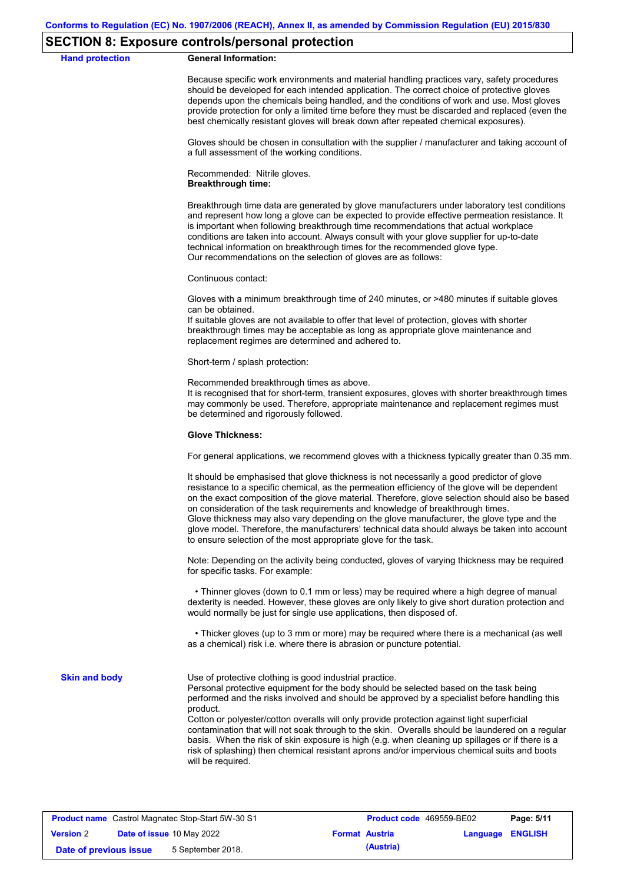## SECTION 8: Exposure controls/personal protection

**Hand protection**

**General Information:**

Because specific work environments and material handling practices vary, safety procedures should be developed for each intended application. The correct choice of protective gloves depends upon the chemicals being handled, and the conditions of work and use. Most gloves provide protection for only a limited time before they must be discarded and replaced (even the best chemically resistant gloves will break down after repeated chemical exposures).

Gloves should be chosen in consultation with the supplier / manufacturer and taking account of a full assessment of the working conditions.

Recommended: Nitrile gloves.
**Breakthrough time:**

Breakthrough time data are generated by glove manufacturers under laboratory test conditions and represent how long a glove can be expected to provide effective permeation resistance. It is important when following breakthrough time recommendations that actual workplace conditions are taken into account. Always consult with your glove supplier for up-to-date technical information on breakthrough times for the recommended glove type.
Our recommendations on the selection of gloves are as follows:

Continuous contact:

Gloves with a minimum breakthrough time of 240 minutes, or >480 minutes if suitable gloves can be obtained.
If suitable gloves are not available to offer that level of protection, gloves with shorter breakthrough times may be acceptable as long as appropriate glove maintenance and replacement regimes are determined and adhered to.

Short-term / splash protection:

Recommended breakthrough times as above.
It is recognised that for short-term, transient exposures, gloves with shorter breakthrough times may commonly be used. Therefore, appropriate maintenance and replacement regimes must be determined and rigorously followed.

**Glove Thickness:**

For general applications, we recommend gloves with a thickness typically greater than 0.35 mm.

It should be emphasised that glove thickness is not necessarily a good predictor of glove resistance to a specific chemical, as the permeation efficiency of the glove will be dependent on the exact composition of the glove material. Therefore, glove selection should also be based on consideration of the task requirements and knowledge of breakthrough times.
Glove thickness may also vary depending on the glove manufacturer, the glove type and the glove model. Therefore, the manufacturers' technical data should always be taken into account to ensure selection of the most appropriate glove for the task.

Note: Depending on the activity being conducted, gloves of varying thickness may be required for specific tasks. For example:

- Thinner gloves (down to 0.1 mm or less) may be required where a high degree of manual dexterity is needed. However, these gloves are only likely to give short duration protection and would normally be just for single use applications, then disposed of.

- Thicker gloves (up to 3 mm or more) may be required where there is a mechanical (as well as a chemical) risk i.e. where there is abrasion or puncture potential.

**Skin and body**

Use of protective clothing is good industrial practice.
Personal protective equipment for the body should be selected based on the task being performed and the risks involved and should be approved by a specialist before handling this product.
Cotton or polyester/cotton overalls will only provide protection against light superficial contamination that will not soak through to the skin. Overalls should be laundered on a regular basis. When the risk of skin exposure is high (e.g. when cleaning up spillages or if there is a risk of splashing) then chemical resistant aprons and/or impervious chemical suits and boots will be required.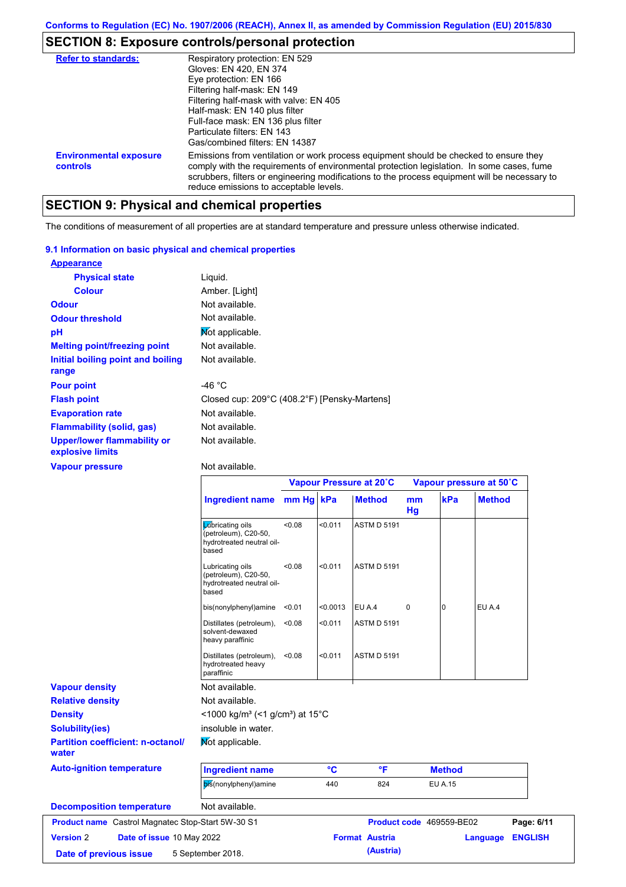## SECTION 8: Exposure controls/personal protection

| | |
|---|---|
| **Refer to standards:** | Respiratory protection: EN 529<br>Gloves: EN 420, EN 374<br>Eye protection: EN 166<br>Filtering half-mask: EN 149<br>Filtering half-mask with valve: EN 405<br>Half-mask: EN 140 plus filter<br>Full-face mask: EN 136 plus filter<br>Particulate filters: EN 143<br>Gas/combined filters: EN 14387 |
| **Environmental exposure controls** | Emissions from ventilation or work process equipment should be checked to ensure they comply with the requirements of environmental protection legislation. In some cases, fume scrubbers, filters or engineering modifications to the process equipment will be necessary to reduce emissions to acceptable levels. |

## SECTION 9: Physical and chemical properties

The conditions of measurement of all properties are at standard temperature and pressure unless otherwise indicated.

### 9.1 Information on basic physical and chemical properties

**Appearance**

| | |
|---|---|
| **Physical state** | Liquid. |
| **Colour** | Amber. [Light] |
| **Odour** | Not available. |
| **Odour threshold** | Not available. |
| **pH** | Not applicable. |
| **Melting point/freezing point** | Not available. |
| **Initial boiling point and boiling range** | Not available. |
| **Pour point** | -46 °C |
| **Flash point** | Closed cup: 209°C (408.2°F) [Pensky-Martens] |
| **Evaporation rate** | Not available. |
| **Flammability (solid, gas)** | Not available. |
| **Upper/lower flammability or explosive limits** | Not available. |
| **Vapour pressure** | Not available. |

| | Vapour Pressure at 20˚C | | | Vapour pressure at 50˚C | | |
|---|---|---|---|---|---|---|
| **Ingredient name** | **mm Hg** | **kPa** | **Method** | **mm Hg** | **kPa** | **Method** |
| Lubricating oils (petroleum), C20-50, hydrotreated neutral oil-based | <0.08 | <0.011 | ASTM D 5191 | | | |
| Lubricating oils (petroleum), C20-50, hydrotreated neutral oil-based | <0.08 | <0.011 | ASTM D 5191 | | | |
| bis(nonylphenyl)amine | <0.01 | <0.0013 | EU A.4 | 0 | 0 | EU A.4 |
| Distillates (petroleum), solvent-dewaxed heavy paraffinic | <0.08 | <0.011 | ASTM D 5191 | | | |
| Distillates (petroleum), hydrotreated heavy paraffinic | <0.08 | <0.011 | ASTM D 5191 | | | |

| | |
|---|---|
| **Vapour density** | Not available. |
| **Relative density** | Not available. |
| **Density** | <1000 kg/m³ (<1 g/cm³) at 15°C |
| **Solubility(ies)** | insoluble in water. |
| **Partition coefficient: n-octanol/water** | Not applicable. |
| **Auto-ignition temperature** | |

| Ingredient name | °C | °F | Method |
|---|---|---|---|
| bis(nonylphenyl)amine | 440 | 824 | EU A.15 |

| | |
|---|---|
| **Decomposition temperature** | Not available. |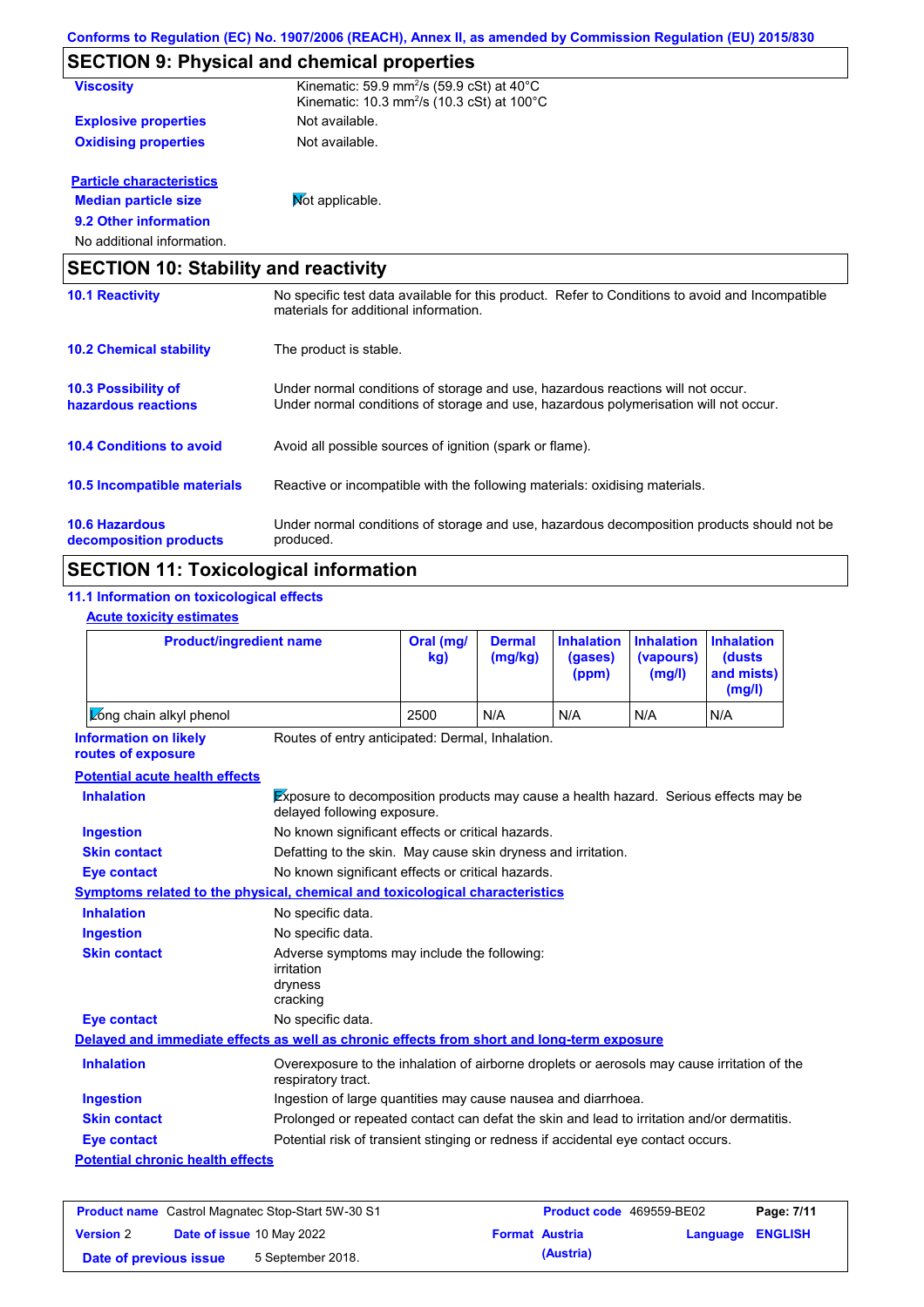Conforms to Regulation (EC) No. 1907/2006 (REACH), Annex II, as amended by Commission Regulation (EU) 2015/830

## SECTION 9: Physical and chemical properties

**Viscosity** — Kinematic: 59.9 mm²/s (59.9 cSt) at 40°C
Kinematic: 10.3 mm²/s (10.3 cSt) at 100°C

**Explosive properties** — Not available.

**Oxidising properties** — Not available.

**Particle characteristics**

**Median particle size** — Not applicable.

**9.2 Other information**

No additional information.

## SECTION 10: Stability and reactivity

**10.1 Reactivity** — No specific test data available for this product. Refer to Conditions to avoid and Incompatible materials for additional information.

**10.2 Chemical stability** — The product is stable.

**10.3 Possibility of hazardous reactions** — Under normal conditions of storage and use, hazardous reactions will not occur.
Under normal conditions of storage and use, hazardous polymerisation will not occur.

**10.4 Conditions to avoid** — Avoid all possible sources of ignition (spark or flame).

**10.5 Incompatible materials** — Reactive or incompatible with the following materials: oxidising materials.

**10.6 Hazardous decomposition products** — Under normal conditions of storage and use, hazardous decomposition products should not be produced.

## SECTION 11: Toxicological information

**11.1 Information on toxicological effects**

**Acute toxicity estimates**

| Product/ingredient name | Oral (mg/kg) | Dermal (mg/kg) | Inhalation (gases) (ppm) | Inhalation (vapours) (mg/l) | Inhalation (dusts and mists) (mg/l) |
|---|---|---|---|---|---|
| Long chain alkyl phenol | 2500 | N/A | N/A | N/A | N/A |

**Information on likely routes of exposure** — Routes of entry anticipated: Dermal, Inhalation.

**Potential acute health effects**

**Inhalation** — Exposure to decomposition products may cause a health hazard. Serious effects may be delayed following exposure.

**Ingestion** — No known significant effects or critical hazards.

**Skin contact** — Defatting to the skin. May cause skin dryness and irritation.

**Eye contact** — No known significant effects or critical hazards.

**Symptoms related to the physical, chemical and toxicological characteristics**

**Inhalation** — No specific data.

**Ingestion** — No specific data.

**Skin contact** — Adverse symptoms may include the following:
irritation
dryness
cracking

**Eye contact** — No specific data.

**Delayed and immediate effects as well as chronic effects from short and long-term exposure**

**Inhalation** — Overexposure to the inhalation of airborne droplets or aerosols may cause irritation of the respiratory tract.

**Ingestion** — Ingestion of large quantities may cause nausea and diarrhoea.

**Skin contact** — Prolonged or repeated contact can defat the skin and lead to irritation and/or dermatitis.

**Eye contact** — Potential risk of transient stinging or redness if accidental eye contact occurs.

**Potential chronic health effects**

| **Product name** Castrol Magnatec Stop-Start 5W-30 S1 | **Product code** 469559-BE02 | **Page:** 7/11 |
|---|---|---|
| **Version** 2 **Date of issue** 10 May 2022 | **Format** Austria (Austria) | **Language** ENGLISH |
| **Date of previous issue** 5 September 2018. | | |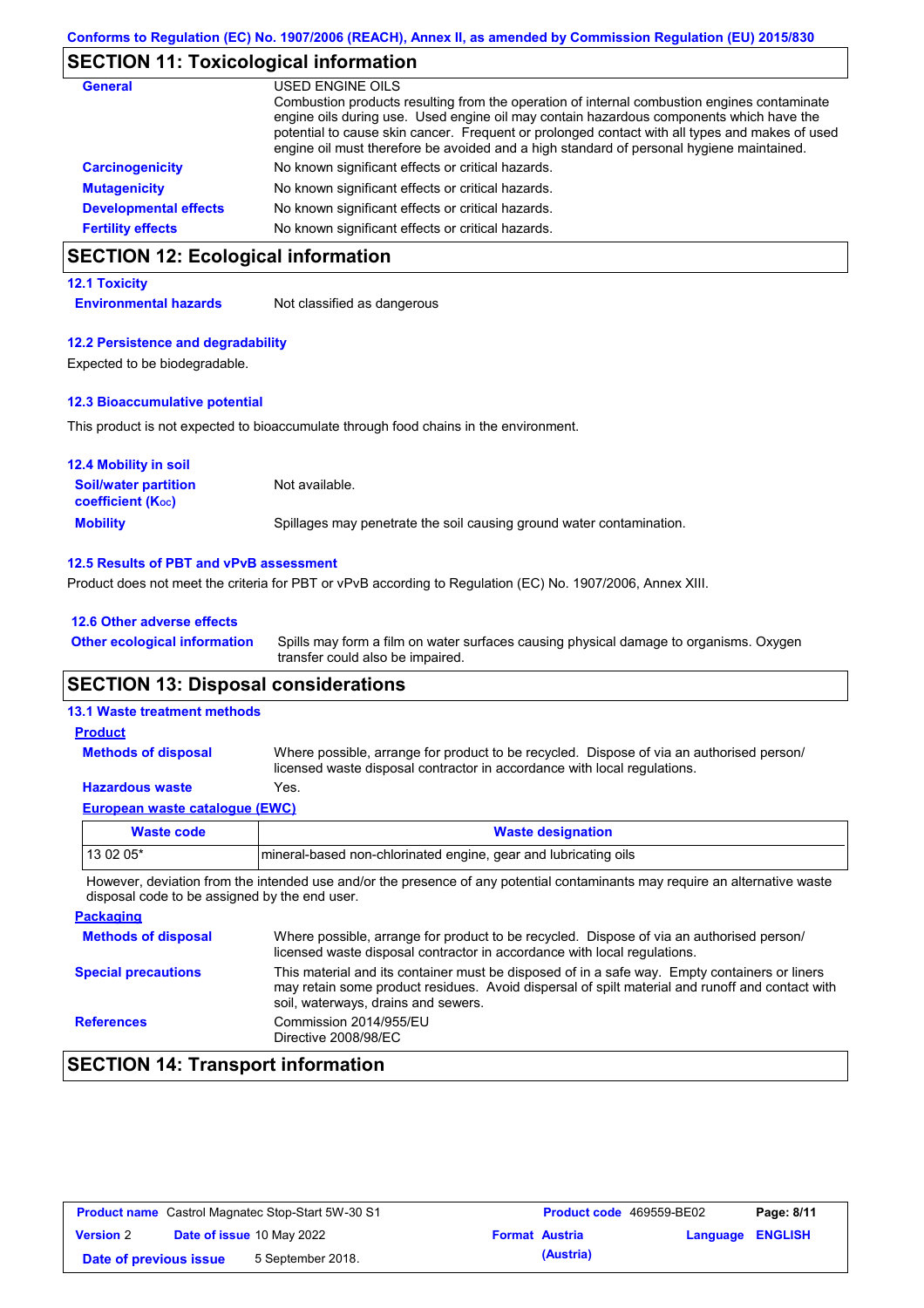Conforms to Regulation (EC) No. 1907/2006 (REACH), Annex II, as amended by Commission Regulation (EU) 2015/830

## SECTION 11: Toxicological information

**General**

USED ENGINE OILS
Combustion products resulting from the operation of internal combustion engines contaminate engine oils during use. Used engine oil may contain hazardous components which have the potential to cause skin cancer. Frequent or prolonged contact with all types and makes of used engine oil must therefore be avoided and a high standard of personal hygiene maintained.

**Carcinogenicity** No known significant effects or critical hazards.

**Mutagenicity** No known significant effects or critical hazards.

**Developmental effects** No known significant effects or critical hazards.

**Fertility effects** No known significant effects or critical hazards.

## SECTION 12: Ecological information

### 12.1 Toxicity

**Environmental hazards** Not classified as dangerous

### 12.2 Persistence and degradability

Expected to be biodegradable.

### 12.3 Bioaccumulative potential

This product is not expected to bioaccumulate through food chains in the environment.

### 12.4 Mobility in soil

**Soil/water partition coefficient ($K_{OC}$)** Not available.

**Mobility** Spillages may penetrate the soil causing ground water contamination.

### 12.5 Results of PBT and vPvB assessment

Product does not meet the criteria for PBT or vPvB according to Regulation (EC) No. 1907/2006, Annex XIII.

### 12.6 Other adverse effects

**Other ecological information** Spills may form a film on water surfaces causing physical damage to organisms. Oxygen transfer could also be impaired.

## SECTION 13: Disposal considerations

### 13.1 Waste treatment methods

**Product**

**Methods of disposal** Where possible, arrange for product to be recycled. Dispose of via an authorised person/licensed waste disposal contractor in accordance with local regulations.

**Hazardous waste** Yes.

**European waste catalogue (EWC)**

| Waste code | Waste designation |
|---|---|
| 13 02 05* | mineral-based non-chlorinated engine, gear and lubricating oils |

However, deviation from the intended use and/or the presence of any potential contaminants may require an alternative waste disposal code to be assigned by the end user.

**Packaging**

**Methods of disposal** Where possible, arrange for product to be recycled. Dispose of via an authorised person/licensed waste disposal contractor in accordance with local regulations.

**Special precautions** This material and its container must be disposed of in a safe way. Empty containers or liners may retain some product residues. Avoid dispersal of spilt material and runoff and contact with soil, waterways, drains and sewers.

**References** Commission 2014/955/EU
Directive 2008/98/EC

## SECTION 14: Transport information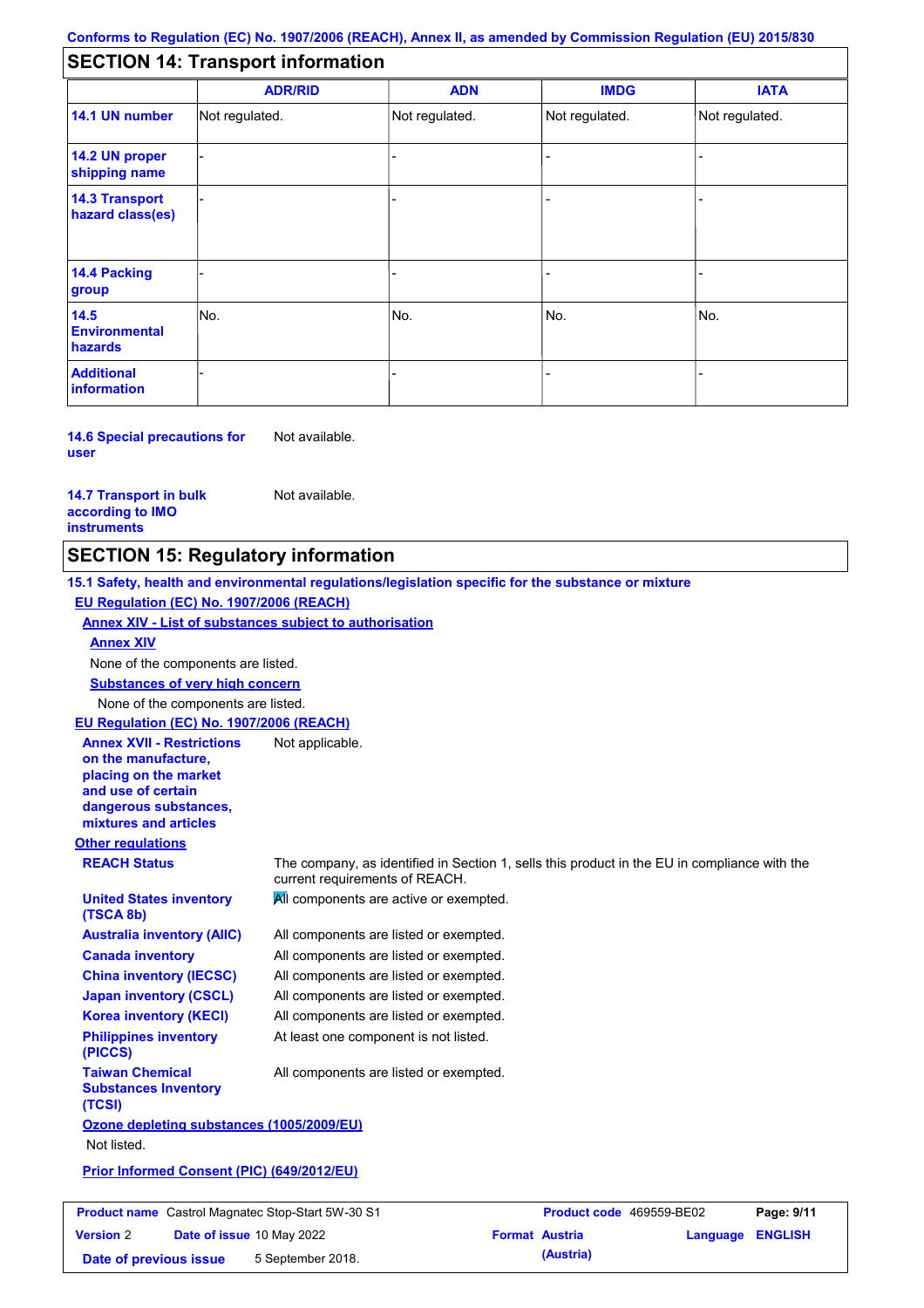Conforms to Regulation (EC) No. 1907/2006 (REACH), Annex II, as amended by Commission Regulation (EU) 2015/830

## SECTION 14: Transport information

| | ADR/RID | ADN | IMDG | IATA |
|---|---|---|---|---|
| **14.1 UN number** | Not regulated. | Not regulated. | Not regulated. | Not regulated. |
| **14.2 UN proper shipping name** | - | - | - | - |
| **14.3 Transport hazard class(es)** | - | - | - | - |
| **14.4 Packing group** | - | - | - | - |
| **14.5 Environmental hazards** | No. | No. | No. | No. |
| **Additional information** | - | - | - | - |

**14.6 Special precautions for user**: Not available.

**14.7 Transport in bulk according to IMO instruments**: Not available.

## SECTION 15: Regulatory information

**15.1 Safety, health and environmental regulations/legislation specific for the substance or mixture**

**EU Regulation (EC) No. 1907/2006 (REACH)**

**Annex XIV - List of substances subject to authorisation**

**Annex XIV**

None of the components are listed.

**Substances of very high concern**

None of the components are listed.

**EU Regulation (EC) No. 1907/2006 (REACH)**

**Annex XVII - Restrictions on the manufacture, placing on the market and use of certain dangerous substances, mixtures and articles**: Not applicable.

**Other regulations**

**REACH Status**: The company, as identified in Section 1, sells this product in the EU in compliance with the current requirements of REACH.

**United States inventory (TSCA 8b)**: All components are active or exempted.

**Australia inventory (AIIC)**: All components are listed or exempted.

**Canada inventory**: All components are listed or exempted.

**China inventory (IECSC)**: All components are listed or exempted.

**Japan inventory (CSCL)**: All components are listed or exempted.

**Korea inventory (KECI)**: All components are listed or exempted.

**Philippines inventory (PICCS)**: At least one component is not listed.

**Taiwan Chemical Substances Inventory (TCSI)**: All components are listed or exempted.

**Ozone depleting substances (1005/2009/EU)**

Not listed.

**Prior Informed Consent (PIC) (649/2012/EU)**

| Product name | Castrol Magnatec Stop-Start 5W-30 S1 | Product code | 469559-BE02 |
|---|---|---|---|
| Version | 2 | Date of issue | 10 May 2022 |
| Format | Austria (Austria) | Language | ENGLISH |
| Date of previous issue | 5 September 2018. | | |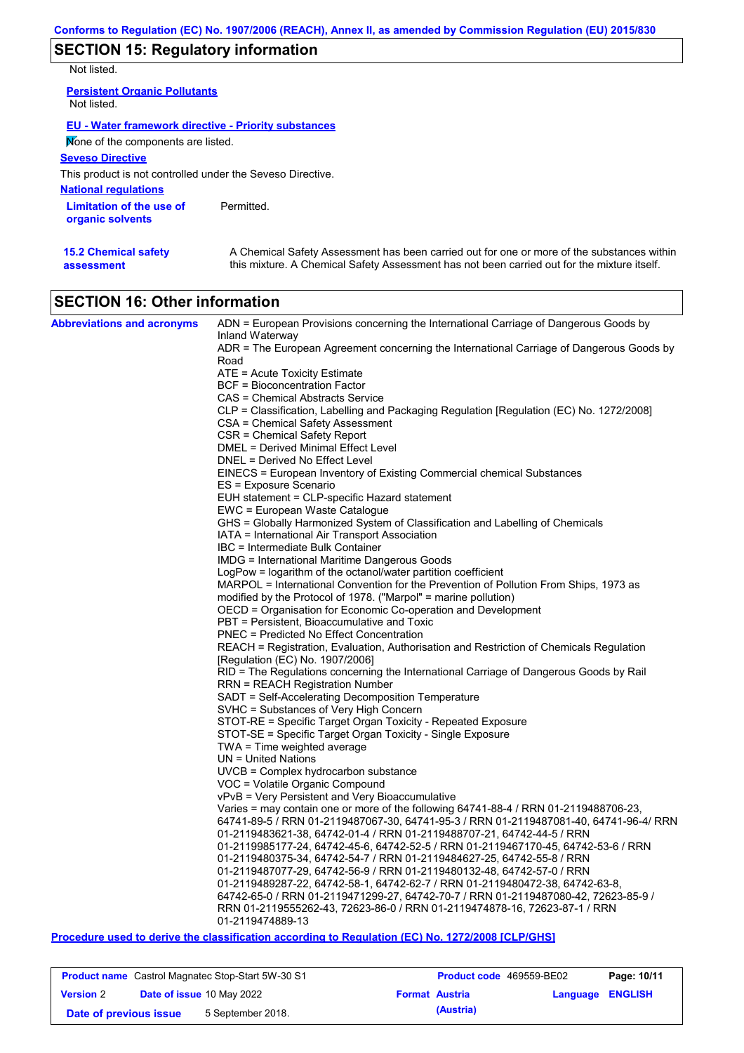## SECTION 15: Regulatory information

Not listed.

**Persistent Organic Pollutants**

Not listed.

**EU - Water framework directive - Priority substances**

None of the components are listed.

**Seveso Directive**

This product is not controlled under the Seveso Directive.

**National regulations**

**Limitation of the use of organic solvents**: Permitted.

**15.2 Chemical safety assessment**: A Chemical Safety Assessment has been carried out for one or more of the substances within this mixture. A Chemical Safety Assessment has not been carried out for the mixture itself.

## SECTION 16: Other information

**Abbreviations and acronyms**

ADN = European Provisions concerning the International Carriage of Dangerous Goods by Inland Waterway
ADR = The European Agreement concerning the International Carriage of Dangerous Goods by Road
ATE = Acute Toxicity Estimate
BCF = Bioconcentration Factor
CAS = Chemical Abstracts Service
CLP = Classification, Labelling and Packaging Regulation [Regulation (EC) No. 1272/2008]
CSA = Chemical Safety Assessment
CSR = Chemical Safety Report
DMEL = Derived Minimal Effect Level
DNEL = Derived No Effect Level
EINECS = European Inventory of Existing Commercial chemical Substances
ES = Exposure Scenario
EUH statement = CLP-specific Hazard statement
EWC = European Waste Catalogue
GHS = Globally Harmonized System of Classification and Labelling of Chemicals
IATA = International Air Transport Association
IBC = Intermediate Bulk Container
IMDG = International Maritime Dangerous Goods
LogPow = logarithm of the octanol/water partition coefficient
MARPOL = International Convention for the Prevention of Pollution From Ships, 1973 as modified by the Protocol of 1978. ("Marpol" = marine pollution)
OECD = Organisation for Economic Co-operation and Development
PBT = Persistent, Bioaccumulative and Toxic
PNEC = Predicted No Effect Concentration
REACH = Registration, Evaluation, Authorisation and Restriction of Chemicals Regulation [Regulation (EC) No. 1907/2006]
RID = The Regulations concerning the International Carriage of Dangerous Goods by Rail
RRN = REACH Registration Number
SADT = Self-Accelerating Decomposition Temperature
SVHC = Substances of Very High Concern
STOT-RE = Specific Target Organ Toxicity - Repeated Exposure
STOT-SE = Specific Target Organ Toxicity - Single Exposure
TWA = Time weighted average
UN = United Nations
UVCB = Complex hydrocarbon substance
VOC = Volatile Organic Compound
vPvB = Very Persistent and Very Bioaccumulative
Varies = may contain one or more of the following 64741-88-4 / RRN 01-2119488706-23, 64741-89-5 / RRN 01-2119487067-30, 64741-95-3 / RRN 01-2119487081-40, 64741-96-4/ RRN 01-2119483621-38, 64742-01-4 / RRN 01-2119488707-21, 64742-44-5 / RRN 01-2119985177-24, 64742-45-6, 64742-52-5 / RRN 01-2119467170-45, 64742-53-6 / RRN 01-2119480375-34, 64742-54-7 / RRN 01-2119484627-25, 64742-55-8 / RRN 01-2119487077-29, 64742-56-9 / RRN 01-2119480132-48, 64742-57-0 / RRN 01-2119489287-22, 64742-58-1, 64742-62-7 / RRN 01-2119480472-38, 64742-63-8, 64742-65-0 / RRN 01-2119471299-27, 64742-70-7 / RRN 01-2119487080-42, 72623-85-9 / RRN 01-2119555262-43, 72623-86-0 / RRN 01-2119474878-16, 72623-87-1 / RRN 01-2119474889-13

**Procedure used to derive the classification according to Regulation (EC) No. 1272/2008 [CLP/GHS]**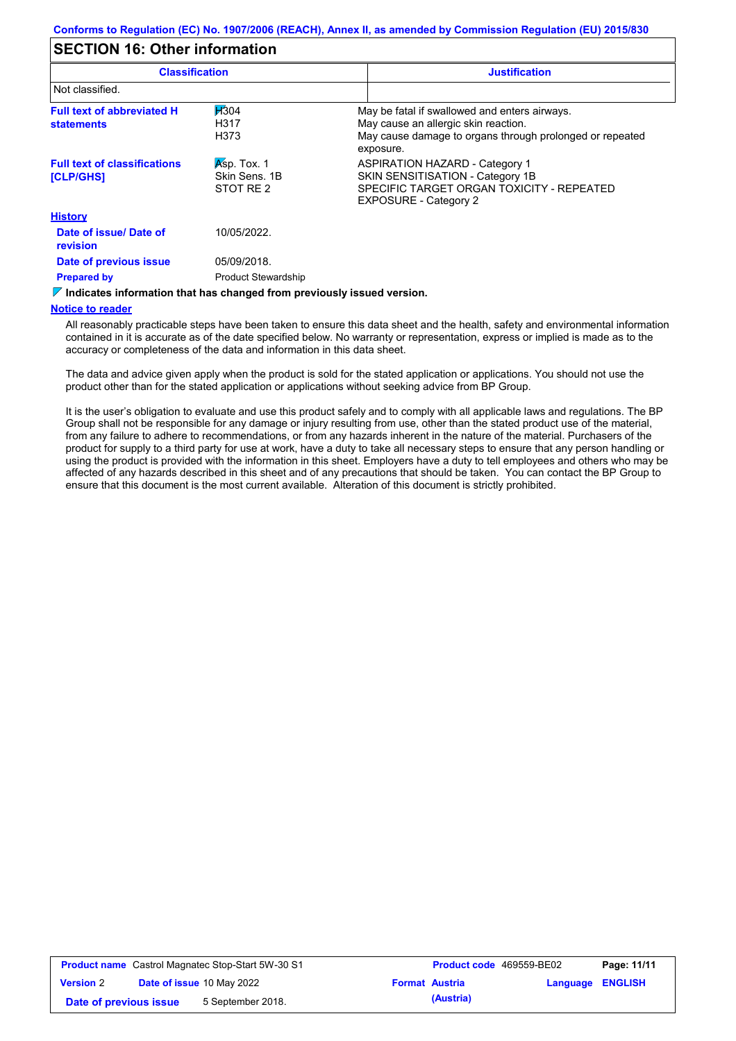Conforms to Regulation (EC) No. 1907/2006 (REACH), Annex II, as amended by Commission Regulation (EU) 2015/830

## SECTION 16: Other information

| Classification | Justification |
|---|---|
| Not classified. | |

**Full text of abbreviated H statements**

| | |
|---|---|
| H304 | May be fatal if swallowed and enters airways. |
| H317 | May cause an allergic skin reaction. |
| H373 | May cause damage to organs through prolonged or repeated exposure. |

**Full text of classifications [CLP/GHS]**

| | |
|---|---|
| Asp. Tox. 1 | ASPIRATION HAZARD - Category 1 |
| Skin Sens. 1B | SKIN SENSITISATION - Category 1B |
| STOT RE 2 | SPECIFIC TARGET ORGAN TOXICITY - REPEATED EXPOSURE - Category 2 |

### History

**Date of issue/ Date of revision**: 10/05/2022.

**Date of previous issue**: 05/09/2018.

**Prepared by**: Product Stewardship

**Indicates information that has changed from previously issued version.**

### Notice to reader

All reasonably practicable steps have been taken to ensure this data sheet and the health, safety and environmental information contained in it is accurate as of the date specified below. No warranty or representation, express or implied is made as to the accuracy or completeness of the data and information in this data sheet.

The data and advice given apply when the product is sold for the stated application or applications. You should not use the product other than for the stated application or applications without seeking advice from BP Group.

It is the user's obligation to evaluate and use this product safely and to comply with all applicable laws and regulations. The BP Group shall not be responsible for any damage or injury resulting from use, other than the stated product use of the material, from any failure to adhere to recommendations, or from any hazards inherent in the nature of the material. Purchasers of the product for supply to a third party for use at work, have a duty to take all necessary steps to ensure that any person handling or using the product is provided with the information in this sheet. Employers have a duty to tell employees and others who may be affected of any hazards described in this sheet and of any precautions that should be taken. You can contact the BP Group to ensure that this document is the most current available. Alteration of this document is strictly prohibited.

| | | | |
|---|---|---|---|
| **Product name** Castrol Magnatec Stop-Start 5W-30 S1 | | **Product code** 469559-BE02 | |
| **Version** 2 | **Date of issue** 10 May 2022 | **Format** Austria (Austria) | **Language** ENGLISH |
| **Date of previous issue** 5 September 2018. | | | |